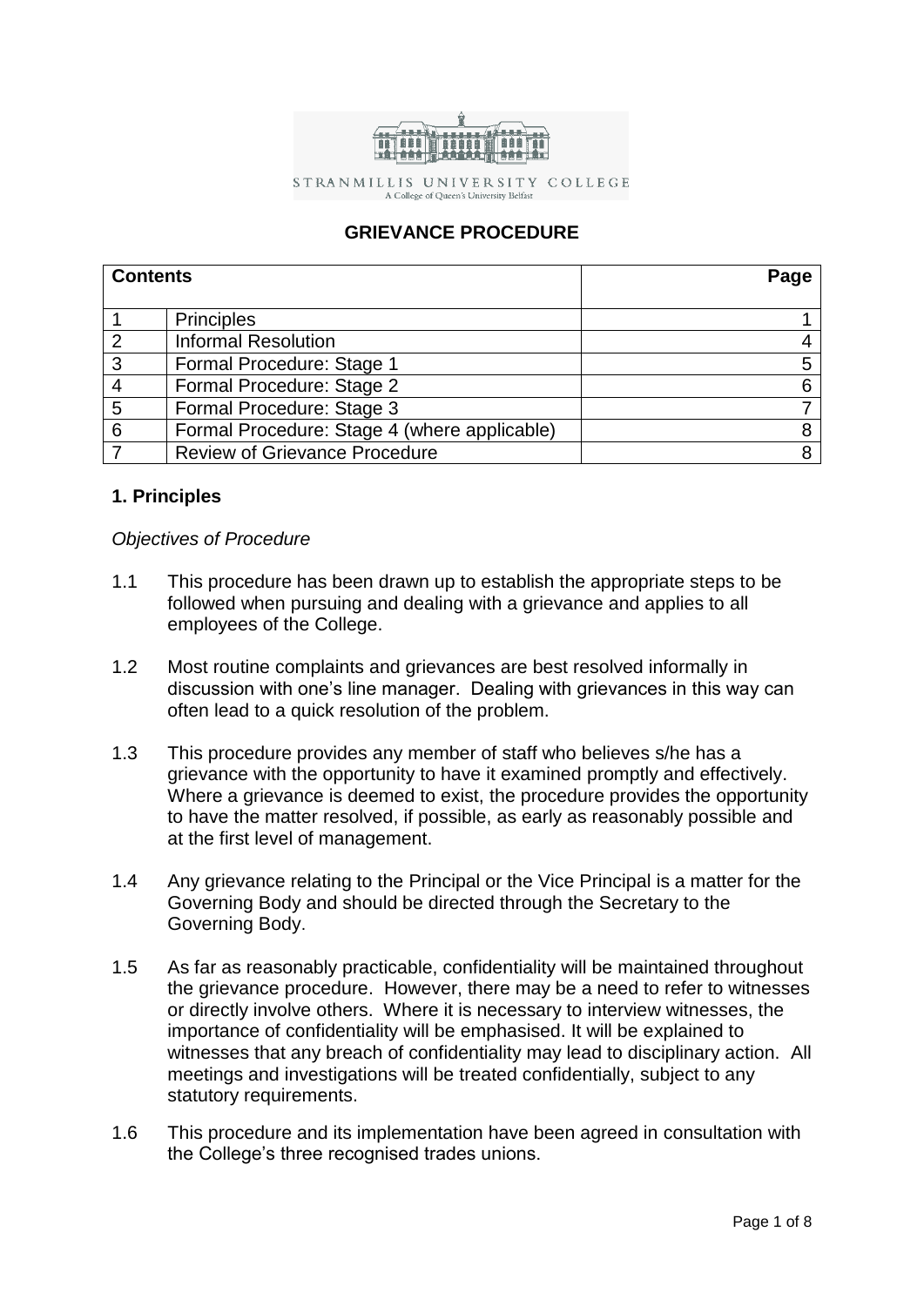STRANMILLIS UNIVERSITY COLLEGE
A College of Queen's University Belfast

# GRIEVANCE PROCEDURE

| Contents | | Page |
|---|---|---|
| 1 | Principles | 1 |
| 2 | Informal Resolution | 4 |
| 3 | Formal Procedure: Stage 1 | 5 |
| 4 | Formal Procedure: Stage 2 | 6 |
| 5 | Formal Procedure: Stage 3 | 7 |
| 6 | Formal Procedure: Stage 4 (where applicable) | 8 |
| 7 | Review of Grievance Procedure | 8 |

## 1. Principles

*Objectives of Procedure*

1.1 This procedure has been drawn up to establish the appropriate steps to be followed when pursuing and dealing with a grievance and applies to all employees of the College.

1.2 Most routine complaints and grievances are best resolved informally in discussion with one's line manager. Dealing with grievances in this way can often lead to a quick resolution of the problem.

1.3 This procedure provides any member of staff who believes s/he has a grievance with the opportunity to have it examined promptly and effectively. Where a grievance is deemed to exist, the procedure provides the opportunity to have the matter resolved, if possible, as early as reasonably possible and at the first level of management.

1.4 Any grievance relating to the Principal or the Vice Principal is a matter for the Governing Body and should be directed through the Secretary to the Governing Body.

1.5 As far as reasonably practicable, confidentiality will be maintained throughout the grievance procedure. However, there may be a need to refer to witnesses or directly involve others. Where it is necessary to interview witnesses, the importance of confidentiality will be emphasised. It will be explained to witnesses that any breach of confidentiality may lead to disciplinary action. All meetings and investigations will be treated confidentially, subject to any statutory requirements.

1.6 This procedure and its implementation have been agreed in consultation with the College's three recognised trades unions.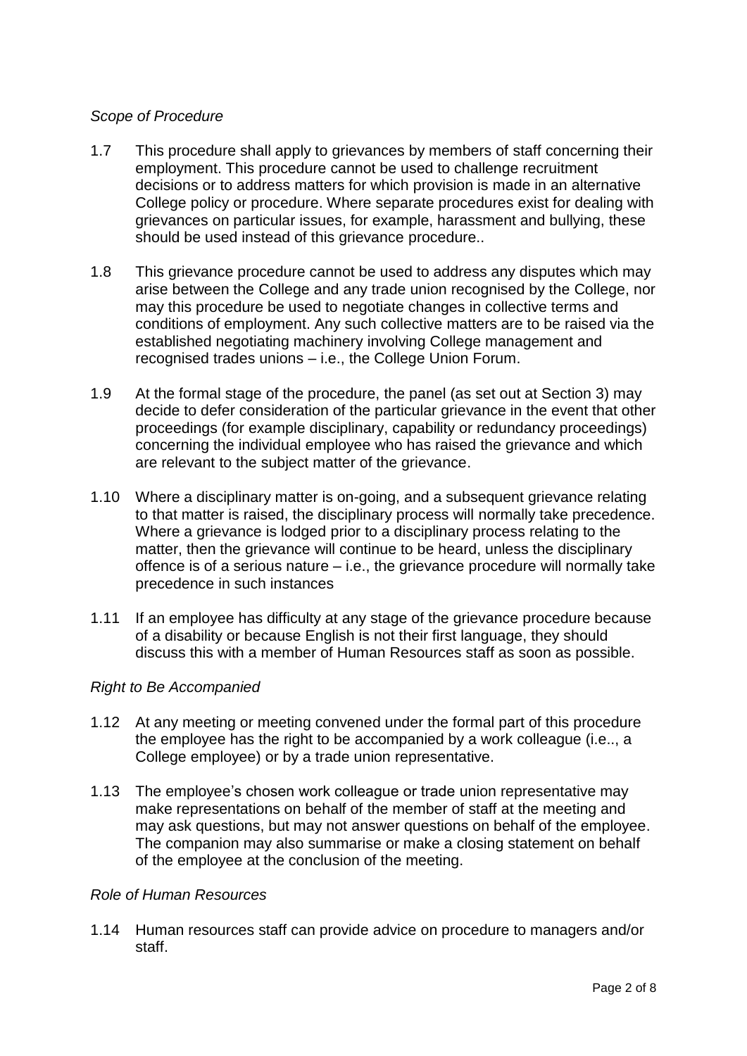*Scope of Procedure*

1.7 This procedure shall apply to grievances by members of staff concerning their employment. This procedure cannot be used to challenge recruitment decisions or to address matters for which provision is made in an alternative College policy or procedure. Where separate procedures exist for dealing with grievances on particular issues, for example, harassment and bullying, these should be used instead of this grievance procedure..

1.8 This grievance procedure cannot be used to address any disputes which may arise between the College and any trade union recognised by the College, nor may this procedure be used to negotiate changes in collective terms and conditions of employment. Any such collective matters are to be raised via the established negotiating machinery involving College management and recognised trades unions – i.e., the College Union Forum.

1.9 At the formal stage of the procedure, the panel (as set out at Section 3) may decide to defer consideration of the particular grievance in the event that other proceedings (for example disciplinary, capability or redundancy proceedings) concerning the individual employee who has raised the grievance and which are relevant to the subject matter of the grievance.

1.10 Where a disciplinary matter is on-going, and a subsequent grievance relating to that matter is raised, the disciplinary process will normally take precedence. Where a grievance is lodged prior to a disciplinary process relating to the matter, then the grievance will continue to be heard, unless the disciplinary offence is of a serious nature – i.e., the grievance procedure will normally take precedence in such instances

1.11 If an employee has difficulty at any stage of the grievance procedure because of a disability or because English is not their first language, they should discuss this with a member of Human Resources staff as soon as possible.

*Right to Be Accompanied*

1.12 At any meeting or meeting convened under the formal part of this procedure the employee has the right to be accompanied by a work colleague (i.e.., a College employee) or by a trade union representative.

1.13 The employee's chosen work colleague or trade union representative may make representations on behalf of the member of staff at the meeting and may ask questions, but may not answer questions on behalf of the employee. The companion may also summarise or make a closing statement on behalf of the employee at the conclusion of the meeting.

*Role of Human Resources*

1.14 Human resources staff can provide advice on procedure to managers and/or staff.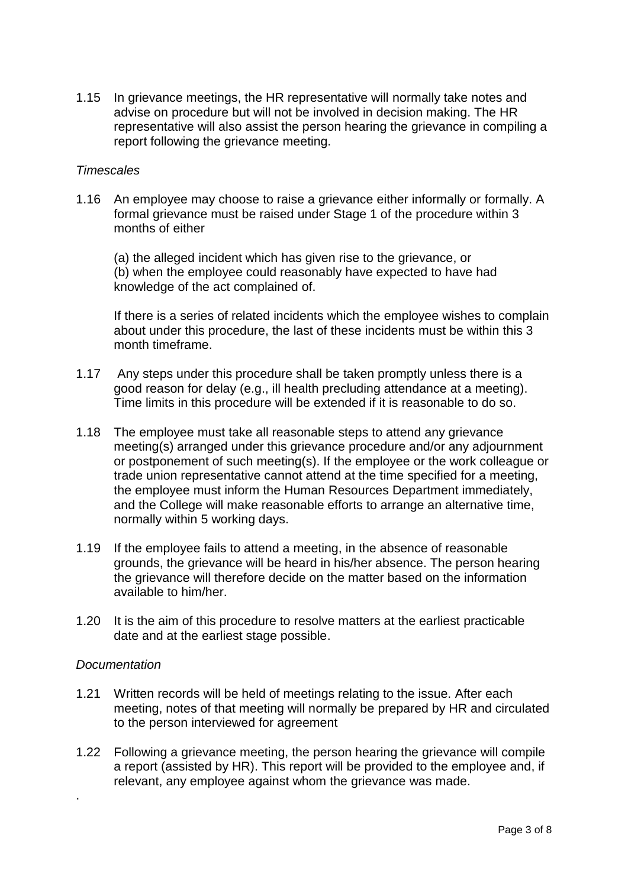1.15 In grievance meetings, the HR representative will normally take notes and advise on procedure but will not be involved in decision making. The HR representative will also assist the person hearing the grievance in compiling a report following the grievance meeting.

*Timescales*

1.16 An employee may choose to raise a grievance either informally or formally. A formal grievance must be raised under Stage 1 of the procedure within 3 months of either

(a) the alleged incident which has given rise to the grievance, or
(b) when the employee could reasonably have expected to have had knowledge of the act complained of.

If there is a series of related incidents which the employee wishes to complain about under this procedure, the last of these incidents must be within this 3 month timeframe.

1.17 Any steps under this procedure shall be taken promptly unless there is a good reason for delay (e.g., ill health precluding attendance at a meeting). Time limits in this procedure will be extended if it is reasonable to do so.

1.18 The employee must take all reasonable steps to attend any grievance meeting(s) arranged under this grievance procedure and/or any adjournment or postponement of such meeting(s). If the employee or the work colleague or trade union representative cannot attend at the time specified for a meeting, the employee must inform the Human Resources Department immediately, and the College will make reasonable efforts to arrange an alternative time, normally within 5 working days.

1.19 If the employee fails to attend a meeting, in the absence of reasonable grounds, the grievance will be heard in his/her absence. The person hearing the grievance will therefore decide on the matter based on the information available to him/her.

1.20 It is the aim of this procedure to resolve matters at the earliest practicable date and at the earliest stage possible.

*Documentation*

1.21 Written records will be held of meetings relating to the issue. After each meeting, notes of that meeting will normally be prepared by HR and circulated to the person interviewed for agreement

1.22 Following a grievance meeting, the person hearing the grievance will compile a report (assisted by HR). This report will be provided to the employee and, if relevant, any employee against whom the grievance was made.

.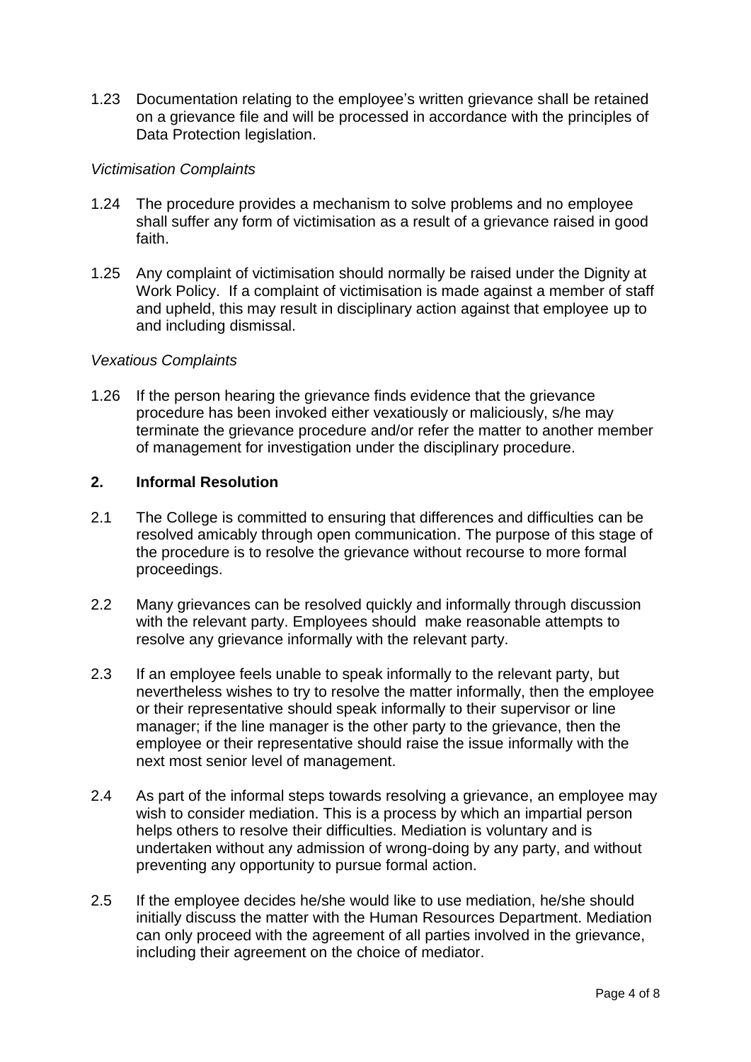1.23 Documentation relating to the employee's written grievance shall be retained on a grievance file and will be processed in accordance with the principles of Data Protection legislation.

*Victimisation Complaints*

1.24 The procedure provides a mechanism to solve problems and no employee shall suffer any form of victimisation as a result of a grievance raised in good faith.

1.25 Any complaint of victimisation should normally be raised under the Dignity at Work Policy. If a complaint of victimisation is made against a member of staff and upheld, this may result in disciplinary action against that employee up to and including dismissal.

*Vexatious Complaints*

1.26 If the person hearing the grievance finds evidence that the grievance procedure has been invoked either vexatiously or maliciously, s/he may terminate the grievance procedure and/or refer the matter to another member of management for investigation under the disciplinary procedure.

## 2. Informal Resolution

2.1 The College is committed to ensuring that differences and difficulties can be resolved amicably through open communication. The purpose of this stage of the procedure is to resolve the grievance without recourse to more formal proceedings.

2.2 Many grievances can be resolved quickly and informally through discussion with the relevant party. Employees should make reasonable attempts to resolve any grievance informally with the relevant party.

2.3 If an employee feels unable to speak informally to the relevant party, but nevertheless wishes to try to resolve the matter informally, then the employee or their representative should speak informally to their supervisor or line manager; if the line manager is the other party to the grievance, then the employee or their representative should raise the issue informally with the next most senior level of management.

2.4 As part of the informal steps towards resolving a grievance, an employee may wish to consider mediation. This is a process by which an impartial person helps others to resolve their difficulties. Mediation is voluntary and is undertaken without any admission of wrong-doing by any party, and without preventing any opportunity to pursue formal action.

2.5 If the employee decides he/she would like to use mediation, he/she should initially discuss the matter with the Human Resources Department. Mediation can only proceed with the agreement of all parties involved in the grievance, including their agreement on the choice of mediator.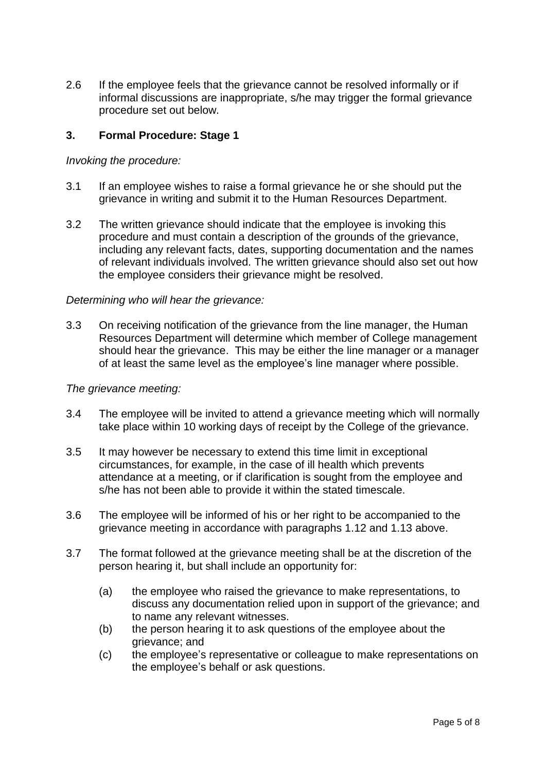2.6 If the employee feels that the grievance cannot be resolved informally or if informal discussions are inappropriate, s/he may trigger the formal grievance procedure set out below.

## 3. Formal Procedure: Stage 1

*Invoking the procedure:*

3.1 If an employee wishes to raise a formal grievance he or she should put the grievance in writing and submit it to the Human Resources Department.

3.2 The written grievance should indicate that the employee is invoking this procedure and must contain a description of the grounds of the grievance, including any relevant facts, dates, supporting documentation and the names of relevant individuals involved. The written grievance should also set out how the employee considers their grievance might be resolved.

*Determining who will hear the grievance:*

3.3 On receiving notification of the grievance from the line manager, the Human Resources Department will determine which member of College management should hear the grievance. This may be either the line manager or a manager of at least the same level as the employee's line manager where possible.

*The grievance meeting:*

3.4 The employee will be invited to attend a grievance meeting which will normally take place within 10 working days of receipt by the College of the grievance.

3.5 It may however be necessary to extend this time limit in exceptional circumstances, for example, in the case of ill health which prevents attendance at a meeting, or if clarification is sought from the employee and s/he has not been able to provide it within the stated timescale.

3.6 The employee will be informed of his or her right to be accompanied to the grievance meeting in accordance with paragraphs 1.12 and 1.13 above.

3.7 The format followed at the grievance meeting shall be at the discretion of the person hearing it, but shall include an opportunity for:

(a) the employee who raised the grievance to make representations, to discuss any documentation relied upon in support of the grievance; and to name any relevant witnesses.

(b) the person hearing it to ask questions of the employee about the grievance; and

(c) the employee's representative or colleague to make representations on the employee's behalf or ask questions.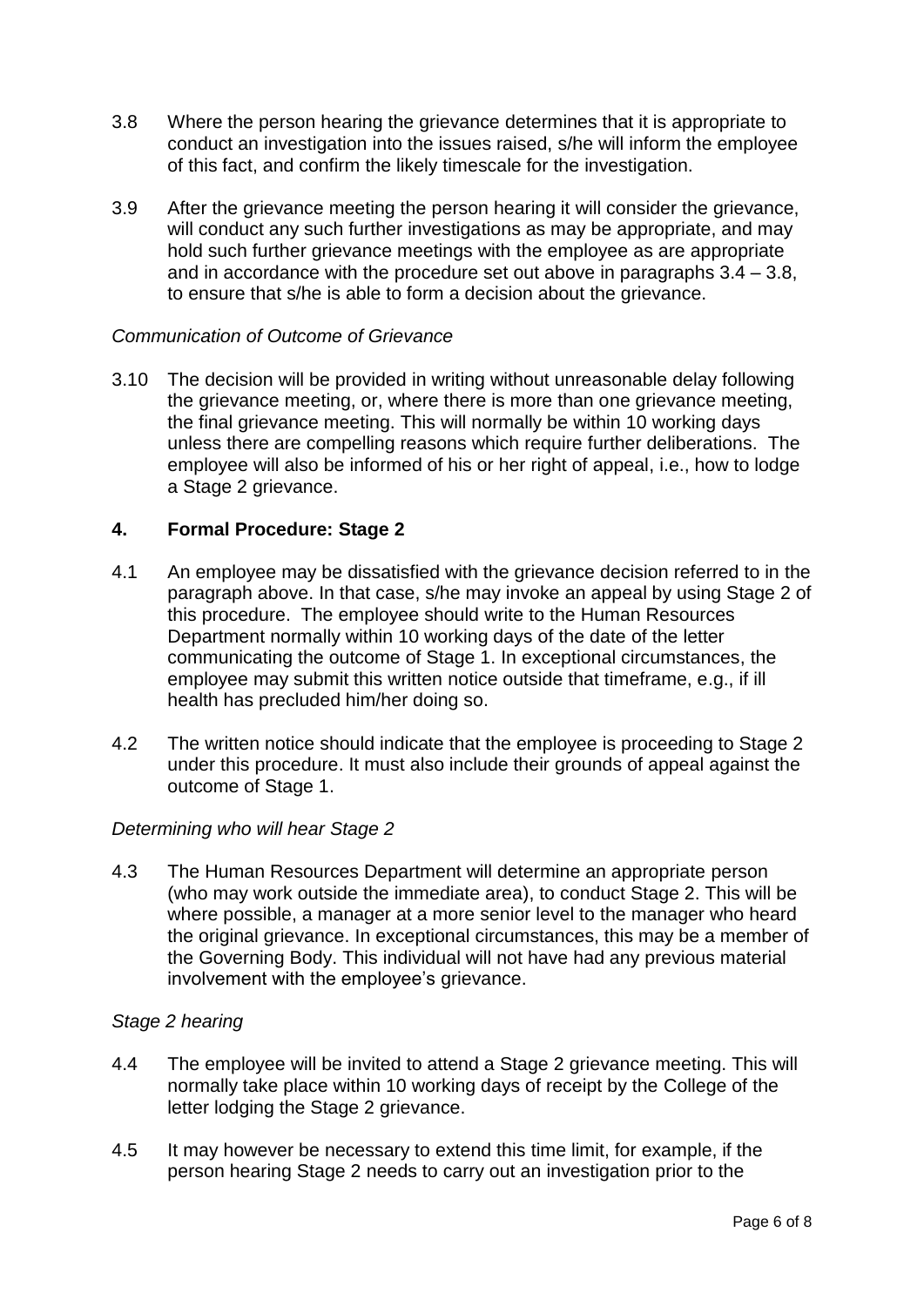3.8 Where the person hearing the grievance determines that it is appropriate to conduct an investigation into the issues raised, s/he will inform the employee of this fact, and confirm the likely timescale for the investigation.

3.9 After the grievance meeting the person hearing it will consider the grievance, will conduct any such further investigations as may be appropriate, and may hold such further grievance meetings with the employee as are appropriate and in accordance with the procedure set out above in paragraphs 3.4 – 3.8, to ensure that s/he is able to form a decision about the grievance.

*Communication of Outcome of Grievance*

3.10 The decision will be provided in writing without unreasonable delay following the grievance meeting, or, where there is more than one grievance meeting, the final grievance meeting. This will normally be within 10 working days unless there are compelling reasons which require further deliberations. The employee will also be informed of his or her right of appeal, i.e., how to lodge a Stage 2 grievance.

## 4. Formal Procedure: Stage 2

4.1 An employee may be dissatisfied with the grievance decision referred to in the paragraph above. In that case, s/he may invoke an appeal by using Stage 2 of this procedure. The employee should write to the Human Resources Department normally within 10 working days of the date of the letter communicating the outcome of Stage 1. In exceptional circumstances, the employee may submit this written notice outside that timeframe, e.g., if ill health has precluded him/her doing so.

4.2 The written notice should indicate that the employee is proceeding to Stage 2 under this procedure. It must also include their grounds of appeal against the outcome of Stage 1.

*Determining who will hear Stage 2*

4.3 The Human Resources Department will determine an appropriate person (who may work outside the immediate area), to conduct Stage 2. This will be where possible, a manager at a more senior level to the manager who heard the original grievance. In exceptional circumstances, this may be a member of the Governing Body. This individual will not have had any previous material involvement with the employee's grievance.

*Stage 2 hearing*

4.4 The employee will be invited to attend a Stage 2 grievance meeting. This will normally take place within 10 working days of receipt by the College of the letter lodging the Stage 2 grievance.

4.5 It may however be necessary to extend this time limit, for example, if the person hearing Stage 2 needs to carry out an investigation prior to the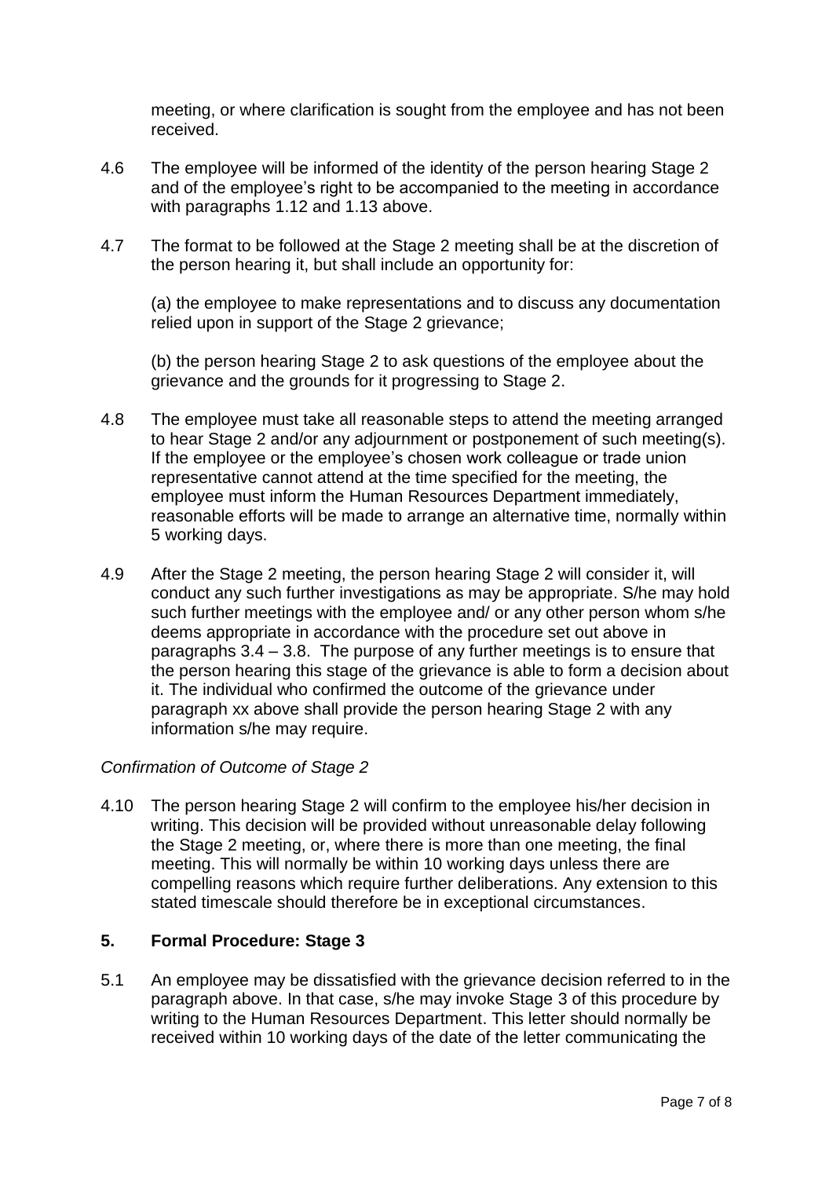meeting, or where clarification is sought from the employee and has not been received.

4.6 The employee will be informed of the identity of the person hearing Stage 2 and of the employee's right to be accompanied to the meeting in accordance with paragraphs 1.12 and 1.13 above.

4.7 The format to be followed at the Stage 2 meeting shall be at the discretion of the person hearing it, but shall include an opportunity for:

(a) the employee to make representations and to discuss any documentation relied upon in support of the Stage 2 grievance;

(b) the person hearing Stage 2 to ask questions of the employee about the grievance and the grounds for it progressing to Stage 2.

4.8 The employee must take all reasonable steps to attend the meeting arranged to hear Stage 2 and/or any adjournment or postponement of such meeting(s). If the employee or the employee's chosen work colleague or trade union representative cannot attend at the time specified for the meeting, the employee must inform the Human Resources Department immediately, reasonable efforts will be made to arrange an alternative time, normally within 5 working days.

4.9 After the Stage 2 meeting, the person hearing Stage 2 will consider it, will conduct any such further investigations as may be appropriate. S/he may hold such further meetings with the employee and/ or any other person whom s/he deems appropriate in accordance with the procedure set out above in paragraphs 3.4 – 3.8. The purpose of any further meetings is to ensure that the person hearing this stage of the grievance is able to form a decision about it. The individual who confirmed the outcome of the grievance under paragraph xx above shall provide the person hearing Stage 2 with any information s/he may require.

*Confirmation of Outcome of Stage 2*

4.10 The person hearing Stage 2 will confirm to the employee his/her decision in writing. This decision will be provided without unreasonable delay following the Stage 2 meeting, or, where there is more than one meeting, the final meeting. This will normally be within 10 working days unless there are compelling reasons which require further deliberations. Any extension to this stated timescale should therefore be in exceptional circumstances.

## 5. Formal Procedure: Stage 3

5.1 An employee may be dissatisfied with the grievance decision referred to in the paragraph above. In that case, s/he may invoke Stage 3 of this procedure by writing to the Human Resources Department. This letter should normally be received within 10 working days of the date of the letter communicating the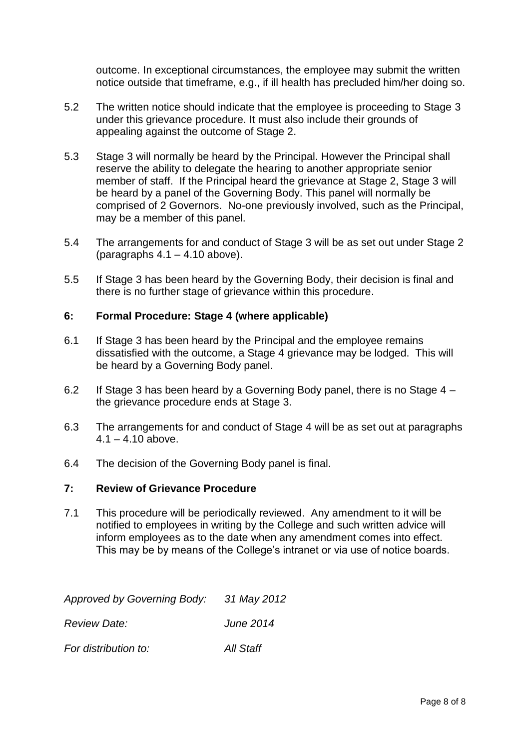outcome. In exceptional circumstances, the employee may submit the written notice outside that timeframe, e.g., if ill health has precluded him/her doing so.

5.2 The written notice should indicate that the employee is proceeding to Stage 3 under this grievance procedure. It must also include their grounds of appealing against the outcome of Stage 2.

5.3 Stage 3 will normally be heard by the Principal. However the Principal shall reserve the ability to delegate the hearing to another appropriate senior member of staff. If the Principal heard the grievance at Stage 2, Stage 3 will be heard by a panel of the Governing Body. This panel will normally be comprised of 2 Governors. No-one previously involved, such as the Principal, may be a member of this panel.

5.4 The arrangements for and conduct of Stage 3 will be as set out under Stage 2 (paragraphs 4.1 – 4.10 above).

5.5 If Stage 3 has been heard by the Governing Body, their decision is final and there is no further stage of grievance within this procedure.

## 6: Formal Procedure: Stage 4 (where applicable)

6.1 If Stage 3 has been heard by the Principal and the employee remains dissatisfied with the outcome, a Stage 4 grievance may be lodged. This will be heard by a Governing Body panel.

6.2 If Stage 3 has been heard by a Governing Body panel, there is no Stage 4 – the grievance procedure ends at Stage 3.

6.3 The arrangements for and conduct of Stage 4 will be as set out at paragraphs 4.1 – 4.10 above.

6.4 The decision of the Governing Body panel is final.

## 7: Review of Grievance Procedure

7.1 This procedure will be periodically reviewed. Any amendment to it will be notified to employees in writing by the College and such written advice will inform employees as to the date when any amendment comes into effect. This may be by means of the College's intranet or via use of notice boards.

*Approved by Governing Body:* *31 May 2012*

*Review Date:* *June 2014*

*For distribution to:* *All Staff*